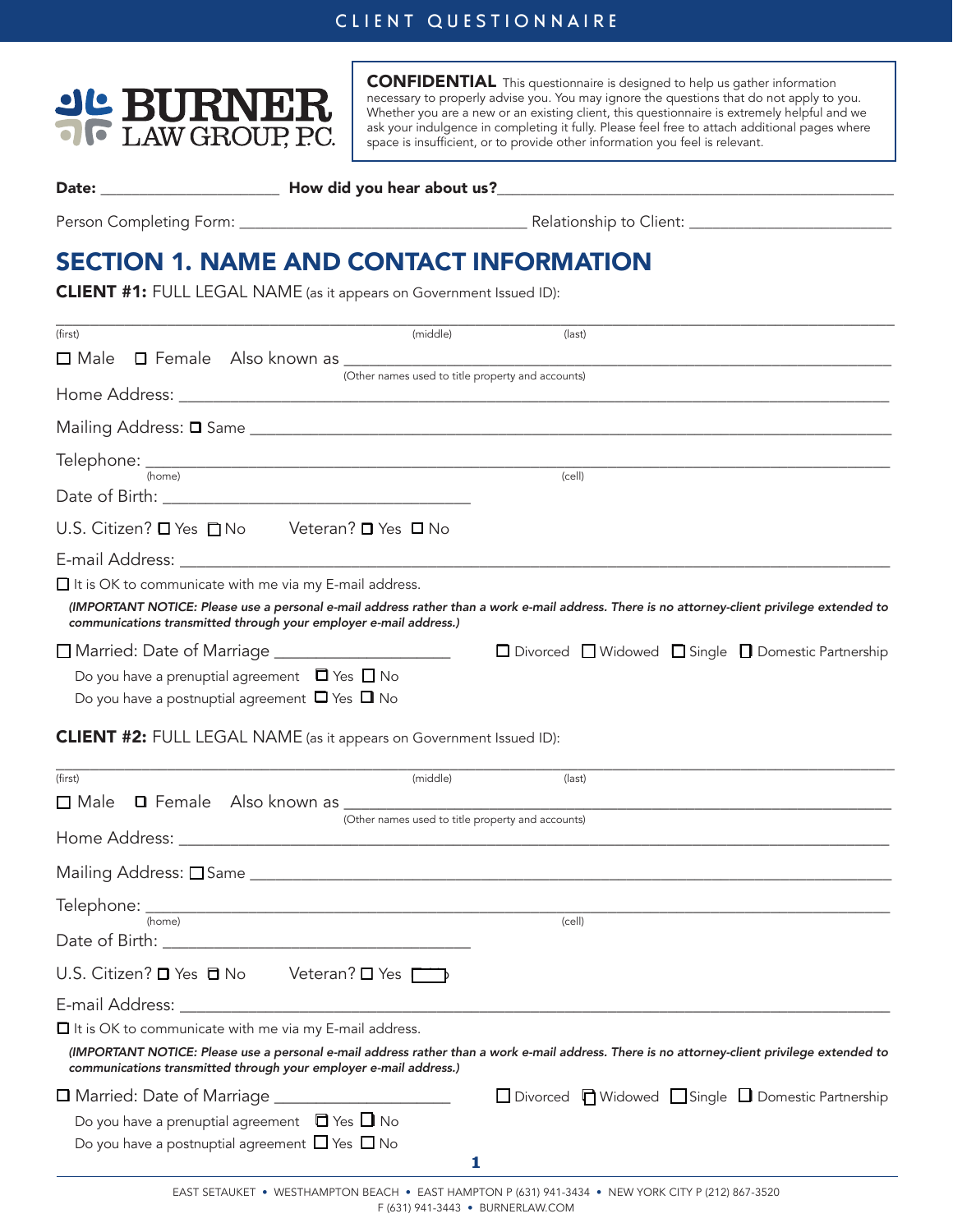# CLIENT QUESTIONNAIRE

BURNER LAW GROUP, P.C.

**CONFIDENTIAL** This questionnaire is designed to help us gather information necessary to properly advise you. You may ignore the questions that do not apply to you. Whether you are a new or an existing client, this questionnaire is extremely helpful and we ask your indulgence in completing it fully. Please feel free to attach additional pages where space is insufficient, or to provide other information you feel is relevant.

**Date:** _____________________ **How did you hear about us?**_____________________________________________

Person Completing Form: __________________________________ Relationship to Client: ________________________

## SECTION 1. NAME AND CONTACT INFORMATION

**CLIENT #1:** FULL LEGAL NAME (as it appears on Government Issued ID):

_______________________________________________________________________________________________
(first) (middle) (last)

☐ Male ☐ Female Also known as ______________________________________________________________
(Other names used to title property and accounts)

Home Address: ______________________________________________________________________________

Mailing Address: ☐ Same ____________________________________________________________________

Telephone: _________________________________________________________________________________
(home) (cell)

Date of Birth: ___________________________________

U.S. Citizen? ☐ Yes ☐ No Veteran? ☐ Yes ☐ No

E-mail Address: _____________________________________________________________________________

☐ It is OK to communicate with me via my E-mail address.

*(IMPORTANT NOTICE: Please use a personal e-mail address rather than a work e-mail address. There is no attorney-client privilege extended to communications transmitted through your employer e-mail address.)*

☐ Married: Date of Marriage ____________________ ☐ Divorced ☐ Widowed ☐ Single ☐ Domestic Partnership

Do you have a prenuptial agreement ☐ Yes ☐ No

Do you have a postnuptial agreement ☐ Yes ☐ No

**CLIENT #2:** FULL LEGAL NAME (as it appears on Government Issued ID):

_______________________________________________________________________________________________
(first) (middle) (last)

☐ Male ☐ Female Also known as ______________________________________________________________
(Other names used to title property and accounts)

Home Address: ______________________________________________________________________________

Mailing Address: ☐ Same ____________________________________________________________________

Telephone: _________________________________________________________________________________
(home) (cell)

Date of Birth: ___________________________________

U.S. Citizen? ☐ Yes ☐ No Veteran? ☐ Yes ☐ No

E-mail Address: _____________________________________________________________________________

☐ It is OK to communicate with me via my E-mail address.

*(IMPORTANT NOTICE: Please use a personal e-mail address rather than a work e-mail address. There is no attorney-client privilege extended to communications transmitted through your employer e-mail address.)*

☐ Married: Date of Marriage ____________________ ☐ Divorced ☐ Widowed ☐ Single ☐ Domestic Partnership

Do you have a prenuptial agreement ☐ Yes ☐ No

Do you have a postnuptial agreement ☐ Yes ☐ No

EAST SETAUKET • WESTHAMPTON BEACH • EAST HAMPTON P (631) 941-3434 • NEW YORK CITY P (212) 867-3520
F (631) 941-3443 • BURNERLAW.COM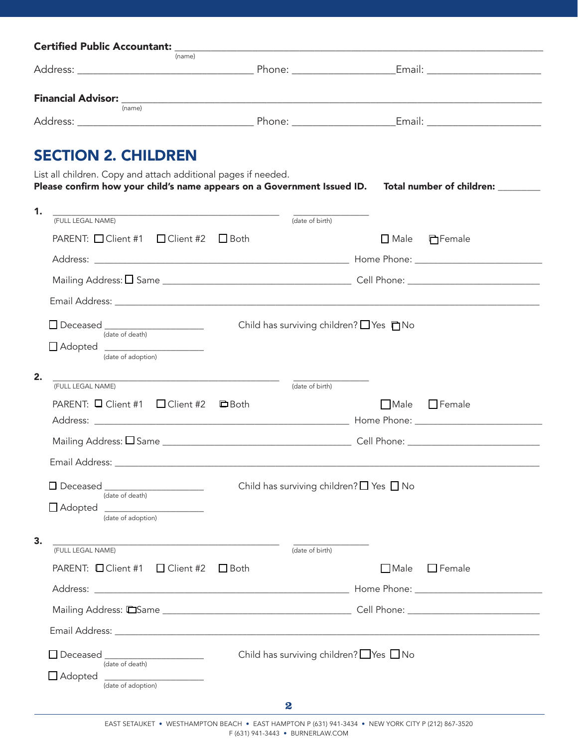**Certified Public Accountant:** ______________________________________________
(name)

Address: ______________________________ Phone: __________________ Email: ____________________

**Financial Advisor:** ______________________________________________
(name)

Address: ______________________________ Phone: __________________ Email: ____________________

## SECTION 2. CHILDREN

List all children. Copy and attach additional pages if needed.

**Please confirm how your child's name appears on a Government Issued ID.** **Total number of children:** ________

**1.** ________________________________________ (FULL LEGAL NAME) ______________ (date of birth)

PARENT: ☐ Client #1 ☐ Client #2 ☐ Both ☐ Male ☐ Female

Address: ______________________________________________ Home Phone: ______________________

Mailing Address: ☐ Same __________________________________ Cell Phone: ______________________

Email Address: ______________________________________________________________________

☐ Deceased ____________________ (date of death) Child has surviving children? ☐ Yes ☐ No

☐ Adopted ____________________ (date of adoption)

**2.** ________________________________________ (FULL LEGAL NAME) ______________ (date of birth)

PARENT: ☐ Client #1 ☐ Client #2 ☐ Both ☐ Male ☐ Female

Address: ______________________________________________ Home Phone: ______________________

Mailing Address: ☐ Same __________________________________ Cell Phone: ______________________

Email Address: ______________________________________________________________________

☐ Deceased ____________________ (date of death) Child has surviving children? ☐ Yes ☐ No

☐ Adopted ____________________ (date of adoption)

**3.** ________________________________________ (FULL LEGAL NAME) ______________ (date of birth)

PARENT: ☐ Client #1 ☐ Client #2 ☐ Both ☐ Male ☐ Female

Address: ______________________________________________ Home Phone: ______________________

Mailing Address: ☐ Same __________________________________ Cell Phone: ______________________

Email Address: ______________________________________________________________________

☐ Deceased ____________________ (date of death) Child has surviving children? ☐ Yes ☐ No

☐ Adopted ____________________ (date of adoption)

EAST SETAUKET • WESTHAMPTON BEACH • EAST HAMPTON P (631) 941-3434 • NEW YORK CITY P (212) 867-3520
F (631) 941-3443 • BURNERLAW.COM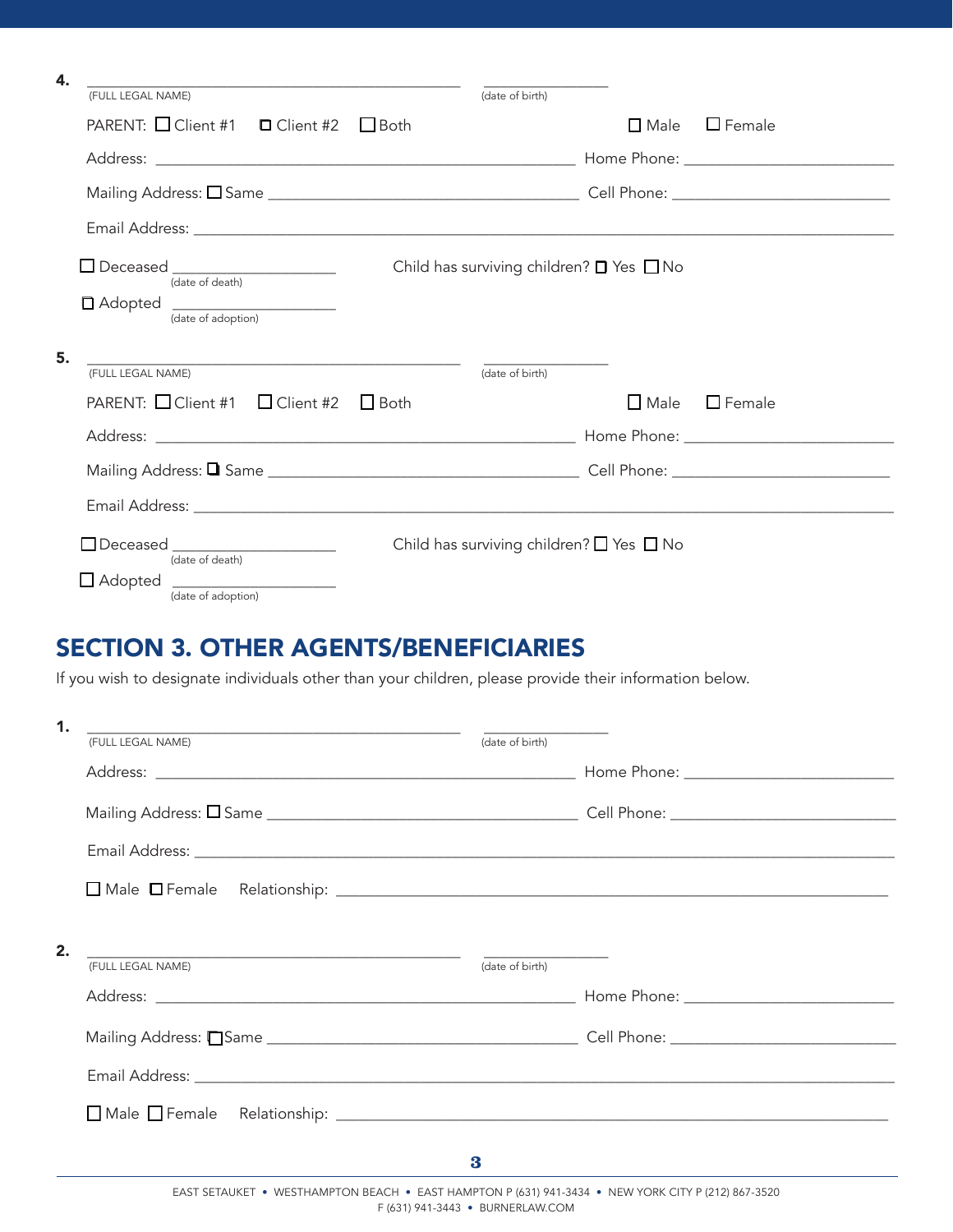4. ______________________________ ______________
(FULL LEGAL NAME) (date of birth)

PARENT: ☐ Client #1 ☐ Client #2 ☐ Both ☐ Male ☐ Female

Address: ______________________________ Home Phone: ______________

Mailing Address: ☐ Same ______________________________ Cell Phone: ______________

Email Address: ______________________________

☐ Deceased ______________ (date of death) Child has surviving children? ☐ Yes ☐ No

☐ Adopted ______________ (date of adoption)

5. ______________________________ ______________
(FULL LEGAL NAME) (date of birth)

PARENT: ☐ Client #1 ☐ Client #2 ☐ Both ☐ Male ☐ Female

Address: ______________________________ Home Phone: ______________

Mailing Address: ☐ Same ______________________________ Cell Phone: ______________

Email Address: ______________________________

☐ Deceased ______________ (date of death) Child has surviving children? ☐ Yes ☐ No

☐ Adopted ______________ (date of adoption)

## SECTION 3. OTHER AGENTS/BENEFICIARIES

If you wish to designate individuals other than your children, please provide their information below.

1. ______________________________ ______________
(FULL LEGAL NAME) (date of birth)

Address: ______________________________ Home Phone: ______________

Mailing Address: ☐ Same ______________________________ Cell Phone: ______________

Email Address: ______________________________

☐ Male ☐ Female Relationship: ______________________________

2. ______________________________ ______________
(FULL LEGAL NAME) (date of birth)

Address: ______________________________ Home Phone: ______________

Mailing Address: ☐ Same ______________________________ Cell Phone: ______________

Email Address: ______________________________

☐ Male ☐ Female Relationship: ______________________________

EAST SETAUKET • WESTHAMPTON BEACH • EAST HAMPTON P (631) 941-3434 • NEW YORK CITY P (212) 867-3520
F (631) 941-3443 • BURNERLAW.COM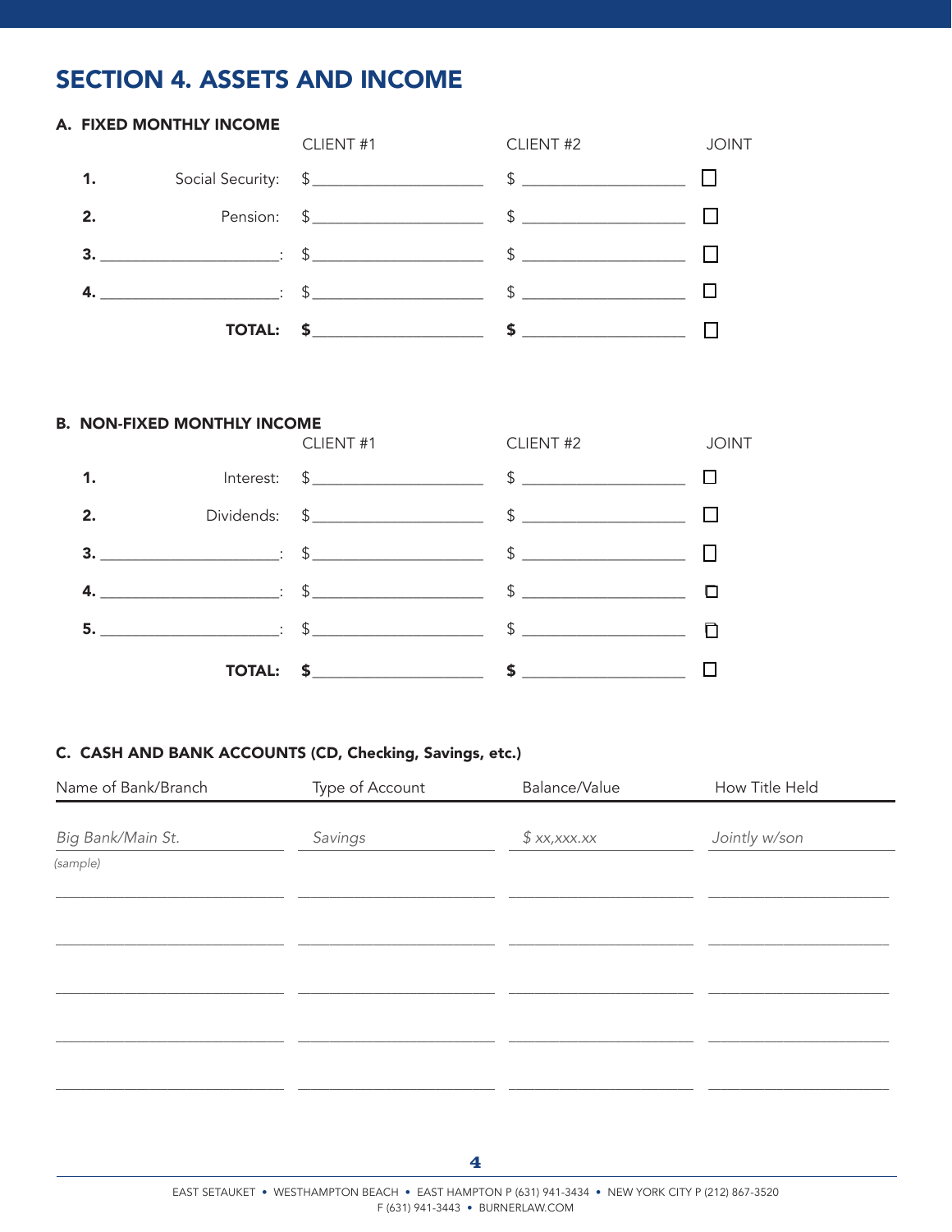# SECTION 4. ASSETS AND INCOME

## A. FIXED MONTHLY INCOME

| | CLIENT #1 | CLIENT #2 | JOINT |
|---|---|---|---|
| **1.** Social Security: | $ ____________________ | $ ____________________ | ☐ |
| **2.** Pension: | $ ____________________ | $ ____________________ | ☐ |
| **3.** ____________________: | $ ____________________ | $ ____________________ | ☐ |
| **4.** ____________________: | $ ____________________ | $ ____________________ | ☐ |
| **TOTAL:** | **$** ____________________ | **$** ____________________ | ☐ |

## B. NON-FIXED MONTHLY INCOME

| | CLIENT #1 | CLIENT #2 | JOINT |
|---|---|---|---|
| **1.** Interest: | $ ____________________ | $ ____________________ | ☐ |
| **2.** Dividends: | $ ____________________ | $ ____________________ | ☐ |
| **3.** ____________________: | $ ____________________ | $ ____________________ | ☐ |
| **4.** ____________________: | $ ____________________ | $ ____________________ | ☐ |
| **5.** ____________________: | $ ____________________ | $ ____________________ | ☐ |
| **TOTAL:** | **$** ____________________ | **$** ____________________ | ☐ |

## C. CASH AND BANK ACCOUNTS (CD, Checking, Savings, etc.)

| Name of Bank/Branch | Type of Account | Balance/Value | How Title Held |
|---|---|---|---|
| *Big Bank/Main St.* *(sample)* | *Savings* | *$ xx,xxx.xx* | *Jointly w/son* |
| | | | |
| | | | |
| | | | |
| | | | |
| | | | |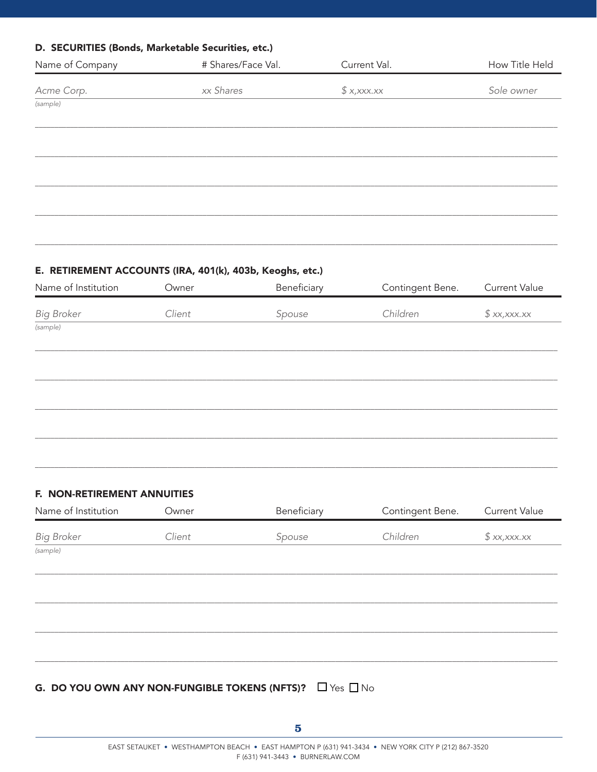## D. SECURITIES (Bonds, Marketable Securities, etc.)

| Name of Company | # Shares/Face Val. | Current Val. | How Title Held |
|---|---|---|---|
| *Acme Corp.* (sample) | *xx Shares* | *$ x,xxx.xx* | *Sole owner* |
| | | | |
| | | | |
| | | | |
| | | | |
| | | | |

## E. RETIREMENT ACCOUNTS (IRA, 401(k), 403b, Keoghs, etc.)

| Name of Institution | Owner | Beneficiary | Contingent Bene. | Current Value |
|---|---|---|---|---|
| *Big Broker* (sample) | *Client* | *Spouse* | *Children* | *$ xx,xxx.xx* |
| | | | | |
| | | | | |
| | | | | |
| | | | | |
| | | | | |

## F. NON-RETIREMENT ANNUITIES

| Name of Institution | Owner | Beneficiary | Contingent Bene. | Current Value |
|---|---|---|---|---|
| *Big Broker* (sample) | *Client* | *Spouse* | *Children* | *$ xx,xxx.xx* |
| | | | | |
| | | | | |
| | | | | |
| | | | | |

## G. DO YOU OWN ANY NON-FUNGIBLE TOKENS (NFTS)? ☐ Yes ☐ No

EAST SETAUKET • WESTHAMPTON BEACH • EAST HAMPTON P (631) 941-3434 • NEW YORK CITY P (212) 867-3520
F (631) 941-3443 • BURNERLAW.COM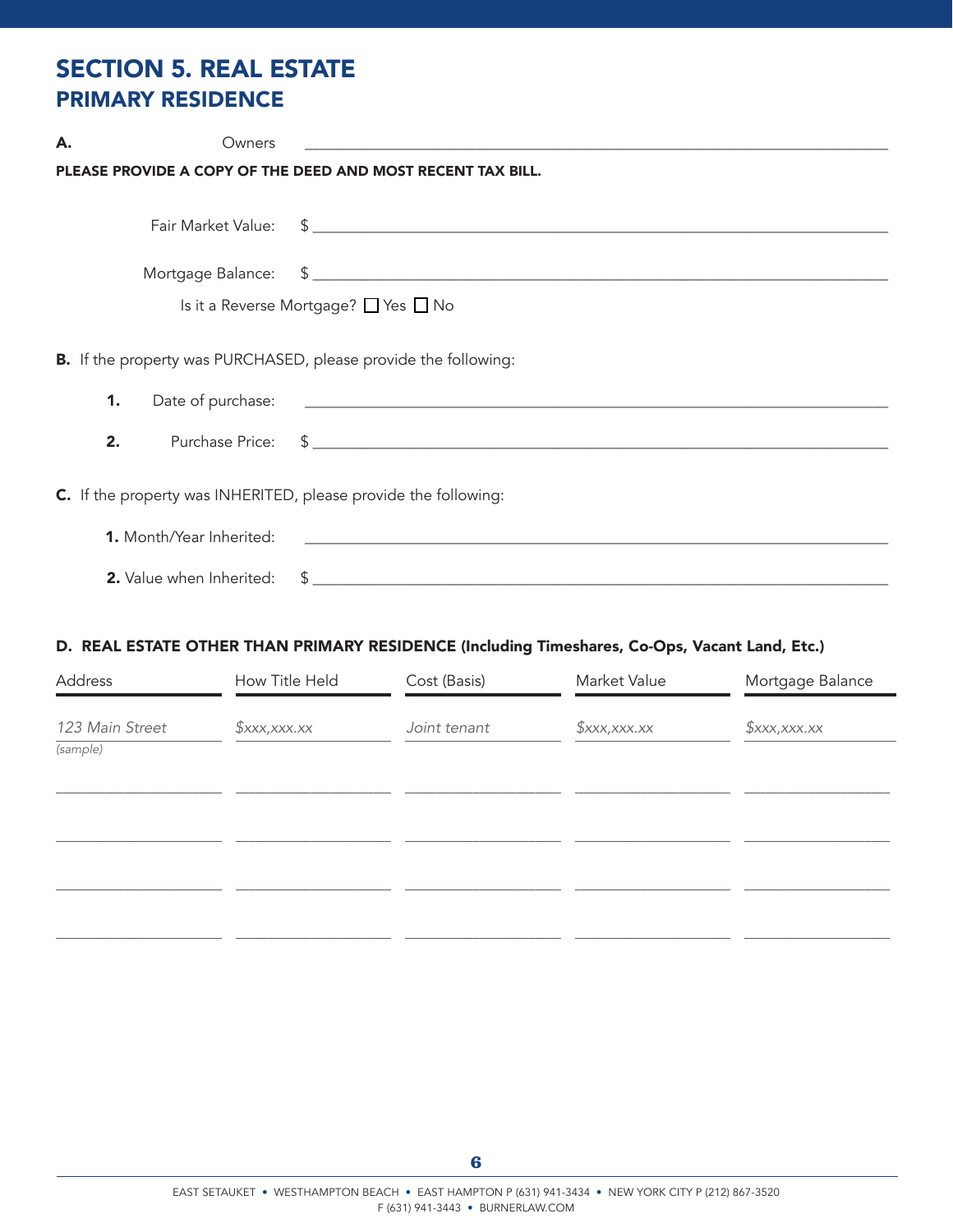# SECTION 5. REAL ESTATE
## PRIMARY RESIDENCE

**A.** Owners ______________________________________________

**PLEASE PROVIDE A COPY OF THE DEED AND MOST RECENT TAX BILL.**

Fair Market Value: $ ______________________________________________

Mortgage Balance: $ ______________________________________________

Is it a Reverse Mortgage? ☐ Yes ☐ No

**B.** If the property was PURCHASED, please provide the following:

**1.** Date of purchase: ______________________________________________

**2.** Purchase Price: $ ______________________________________________

**C.** If the property was INHERITED, please provide the following:

**1.** Month/Year Inherited: ______________________________________________

**2.** Value when Inherited: $ ______________________________________________

**D. REAL ESTATE OTHER THAN PRIMARY RESIDENCE (Including Timeshares, Co-Ops, Vacant Land, Etc.)**

| Address | How Title Held | Cost (Basis) | Market Value | Mortgage Balance |
|---|---|---|---|---|
| *123 Main Street (sample)* | *$xxx,xxx.xx* | *Joint tenant* | *$xxx,xxx.xx* | *$xxx,xxx.xx* |
| | | | | |
| | | | | |
| | | | | |
| | | | | |

EAST SETAUKET • WESTHAMPTON BEACH • EAST HAMPTON P (631) 941-3434 • NEW YORK CITY P (212) 867-3520
F (631) 941-3443 • BURNERLAW.COM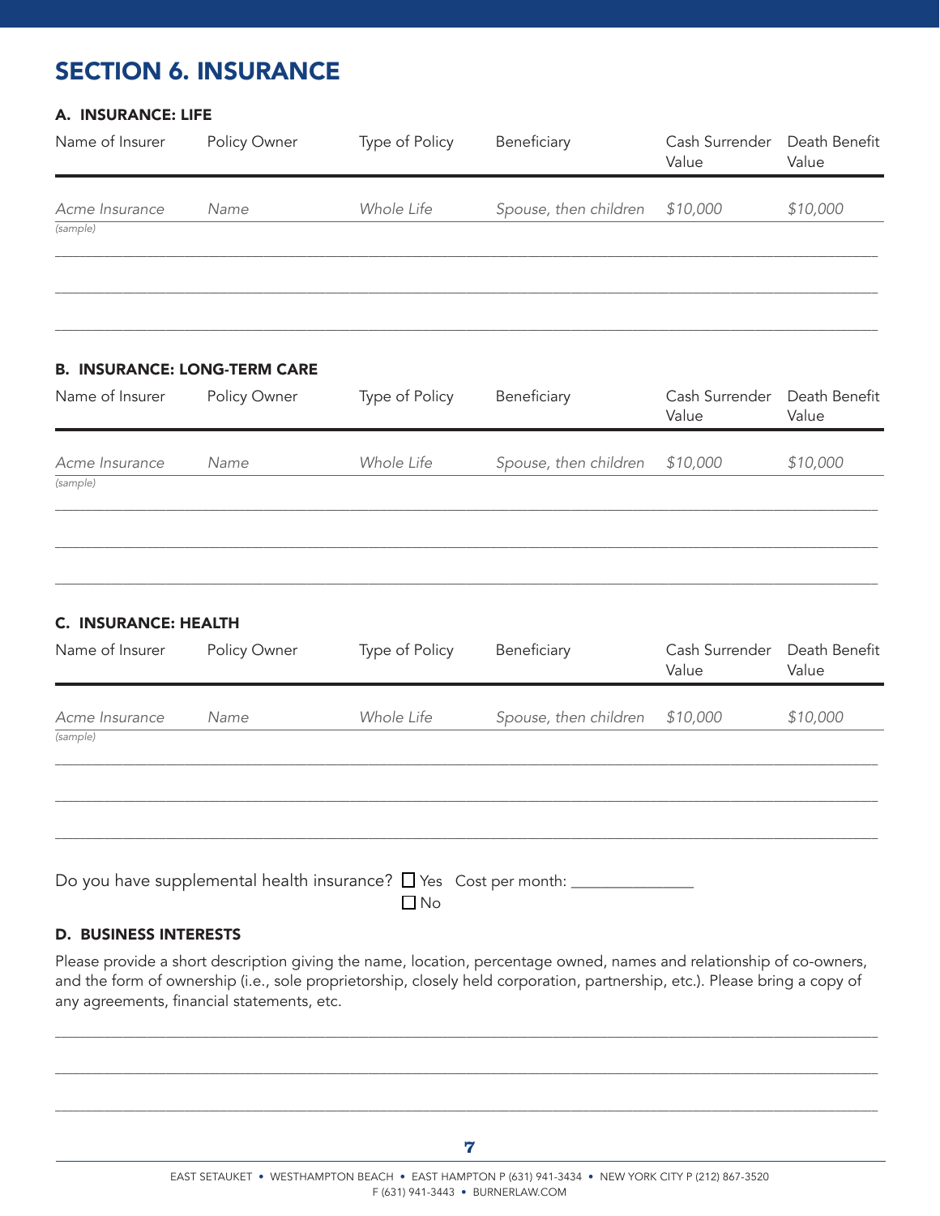# SECTION 6. INSURANCE

### A. INSURANCE: LIFE

| Name of Insurer | Policy Owner | Type of Policy | Beneficiary | Cash Surrender Value | Death Benefit Value |
|---|---|---|---|---|---|
| *Acme Insurance* *(sample)* | *Name* | *Whole Life* | *Spouse, then children* | *$10,000* | *$10,000* |
| | | | | | |
| | | | | | |
| | | | | | |

### B. INSURANCE: LONG-TERM CARE

| Name of Insurer | Policy Owner | Type of Policy | Beneficiary | Cash Surrender Value | Death Benefit Value |
|---|---|---|---|---|---|
| *Acme Insurance* *(sample)* | *Name* | *Whole Life* | *Spouse, then children* | *$10,000* | *$10,000* |
| | | | | | |
| | | | | | |
| | | | | | |

### C. INSURANCE: HEALTH

| Name of Insurer | Policy Owner | Type of Policy | Beneficiary | Cash Surrender Value | Death Benefit Value |
|---|---|---|---|---|---|
| *Acme Insurance* *(sample)* | *Name* | *Whole Life* | *Spouse, then children* | *$10,000* | *$10,000* |
| | | | | | |
| | | | | | |
| | | | | | |

Do you have supplemental health insurance? ☐ Yes Cost per month: _______________
☐ No

### D. BUSINESS INTERESTS

Please provide a short description giving the name, location, percentage owned, names and relationship of co-owners, and the form of ownership (i.e., sole proprietorship, closely held corporation, partnership, etc.). Please bring a copy of any agreements, financial statements, etc.

_______________________________________________________________________________

_______________________________________________________________________________

_______________________________________________________________________________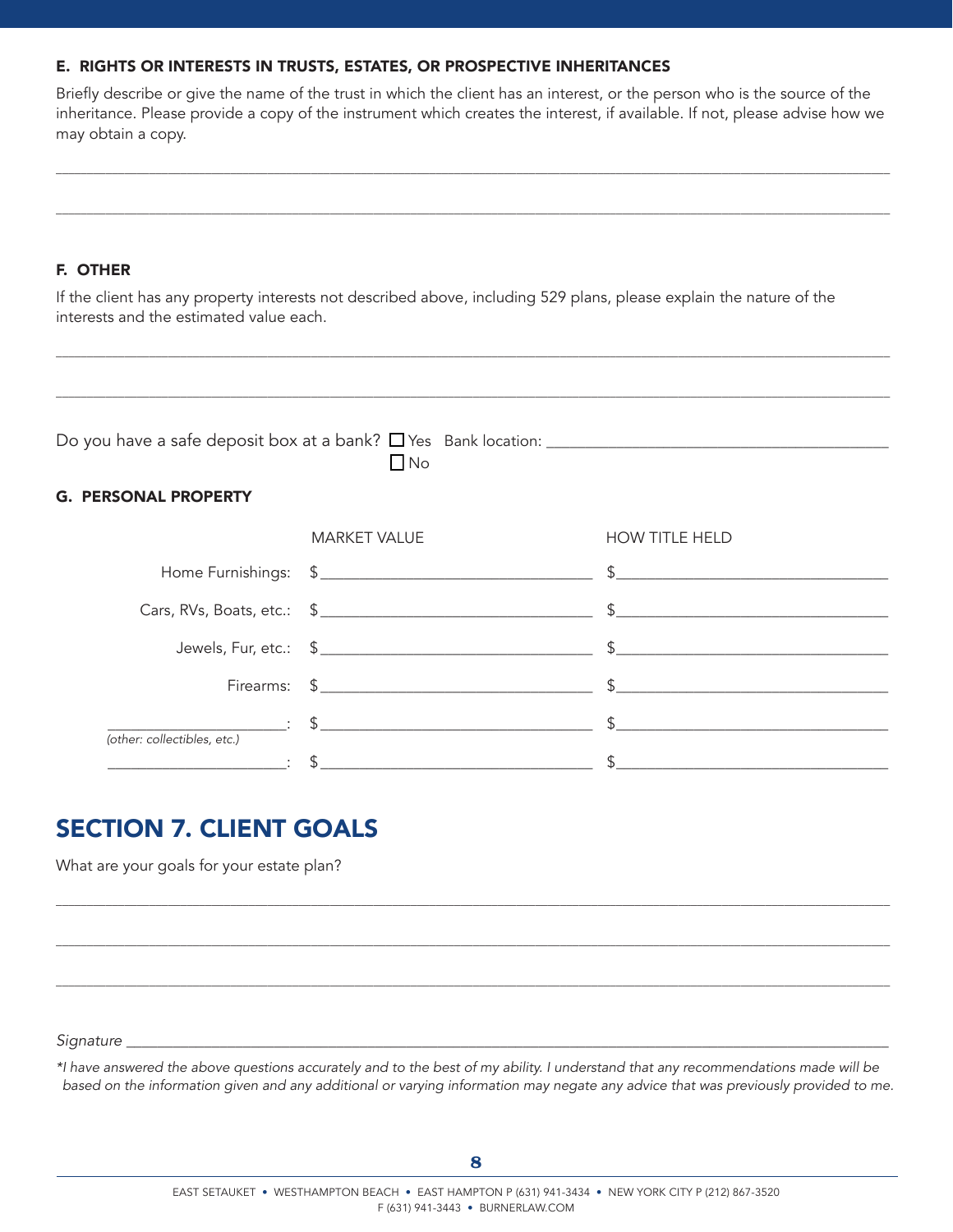### E. RIGHTS OR INTERESTS IN TRUSTS, ESTATES, OR PROSPECTIVE INHERITANCES

Briefly describe or give the name of the trust in which the client has an interest, or the person who is the source of the inheritance. Please provide a copy of the instrument which creates the interest, if available. If not, please advise how we may obtain a copy.

______________________________________________________________________________

______________________________________________________________________________

### F. OTHER

If the client has any property interests not described above, including 529 plans, please explain the nature of the interests and the estimated value each.

______________________________________________________________________________

______________________________________________________________________________

Do you have a safe deposit box at a bank? ☐ Yes Bank location: ______________________________
☐ No

### G. PERSONAL PROPERTY

| | MARKET VALUE | HOW TITLE HELD |
|---|---|---|
| Home Furnishings: | $________________ | $________________ |
| Cars, RVs, Boats, etc.: | $________________ | $________________ |
| Jewels, Fur, etc.: | $________________ | $________________ |
| Firearms: | $________________ | $________________ |
| ____________: *(other: collectibles, etc.)* | $________________ | $________________ |
| ____________: | $________________ | $________________ |

## SECTION 7. CLIENT GOALS

What are your goals for your estate plan?

______________________________________________________________________________

______________________________________________________________________________

______________________________________________________________________________

*Signature* ______________________________________________________________________

*\*I have answered the above questions accurately and to the best of my ability. I understand that any recommendations made will be based on the information given and any additional or varying information may negate any advice that was previously provided to me.*

EAST SETAUKET • WESTHAMPTON BEACH • EAST HAMPTON P (631) 941-3434 • NEW YORK CITY P (212) 867-3520
F (631) 941-3443 • BURNERLAW.COM